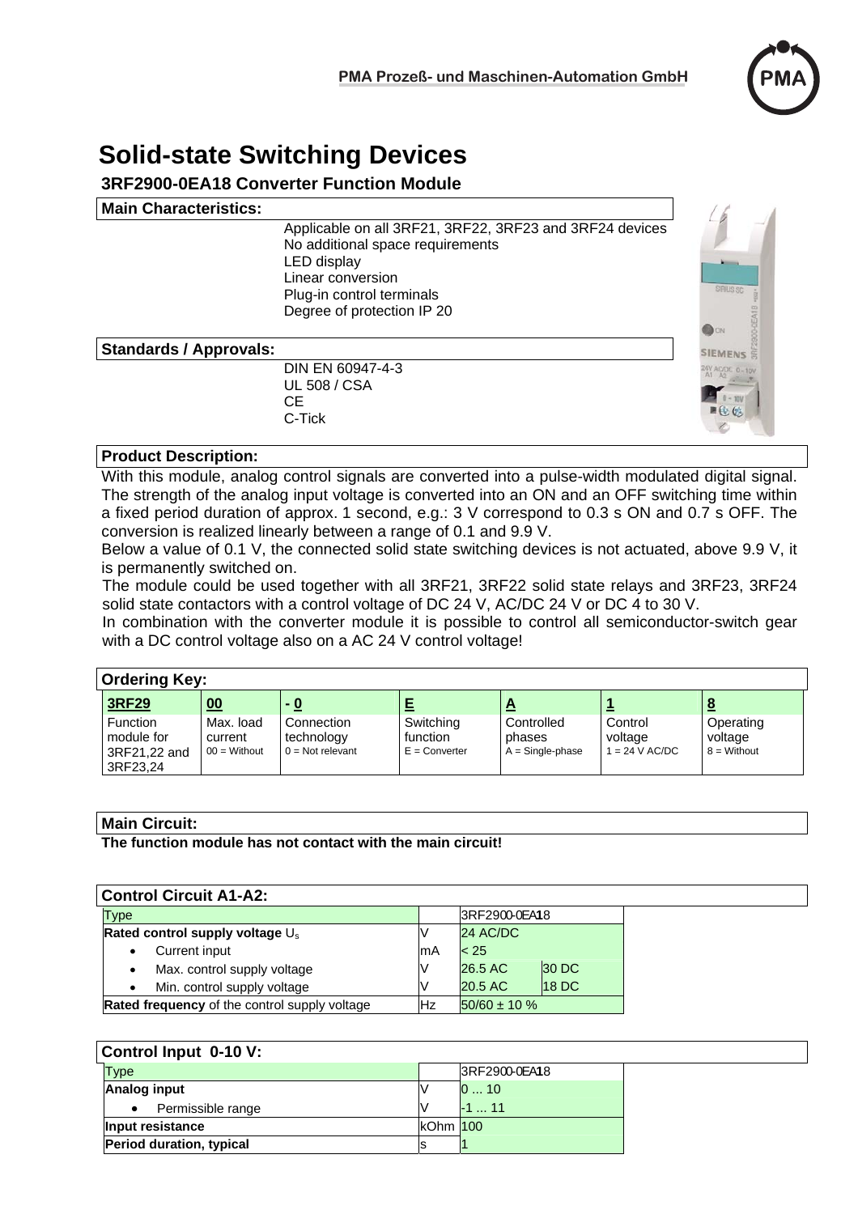PMA Prozeß- und Maschinen-Automation GmbH

# Solid-state Switching Devices

## 3RF2900-0EA18 Converter Function Module

### Main Characteristics:

- Applicable on all 3RF21, 3RF22, 3RF23 and 3RF24 devices
- No additional space requirements
- LED display
- Linear conversion
- Plug-in control terminals
- Degree of protection IP 20

### Standards / Approvals:

- DIN EN 60947-4-3
- UL 508 / CSA
- CE
- C-Tick

### Product Description:

With this module, analog control signals are converted into a pulse-width modulated digital signal. The strength of the analog input voltage is converted into an ON and an OFF switching time within a fixed period duration of approx. 1 second, e.g.: 3 V correspond to 0.3 s ON and 0.7 s OFF. The conversion is realized linearly between a range of 0.1 and 9.9 V.

Below a value of 0.1 V, the connected solid state switching devices is not actuated, above 9.9 V, it is permanently switched on.

The module could be used together with all 3RF21, 3RF22 solid state relays and 3RF23, 3RF24 solid state contactors with a control voltage of DC 24 V, AC/DC 24 V or DC 4 to 30 V.

In combination with the converter module it is possible to control all semiconductor-switch gear with a DC control voltage also on a AC 24 V control voltage!

### Ordering Key:

| **3RF29** | **00** | **- 0** | **E** | **A** | **1** | **8** |
|---|---|---|---|---|---|---|
| Function module for 3RF21,22 and 3RF23,24 | Max. load current 00 = Without | Connection technology 0 = Not relevant | Switching function E = Converter | Controlled phases A = Single-phase | Control voltage 1 = 24 V AC/DC | Operating voltage 8 = Without |

### Main Circuit:

**The function module has not contact with the main circuit!**

### Control Circuit A1-A2:

| Type | | 3RF2900-0EA18 | |
|---|---|---|---|
| **Rated control supply voltage** $U_s$ | V | 24 AC/DC | |
| • Current input | mA | < 25 | |
| • Max. control supply voltage | V | 26.5 AC | 30 DC |
| • Min. control supply voltage | V | 20.5 AC | 18 DC |
| **Rated frequency** of the control supply voltage | Hz | 50/60 ± 10 % | |

### Control Input 0-10 V:

| Type | | 3RF2900-0EA18 |
|---|---|---|
| **Analog input** | V | 0 ... 10 |
| • Permissible range | V | -1 ... 11 |
| **Input resistance** | kOhm | 100 |
| **Period duration, typical** | s | 1 |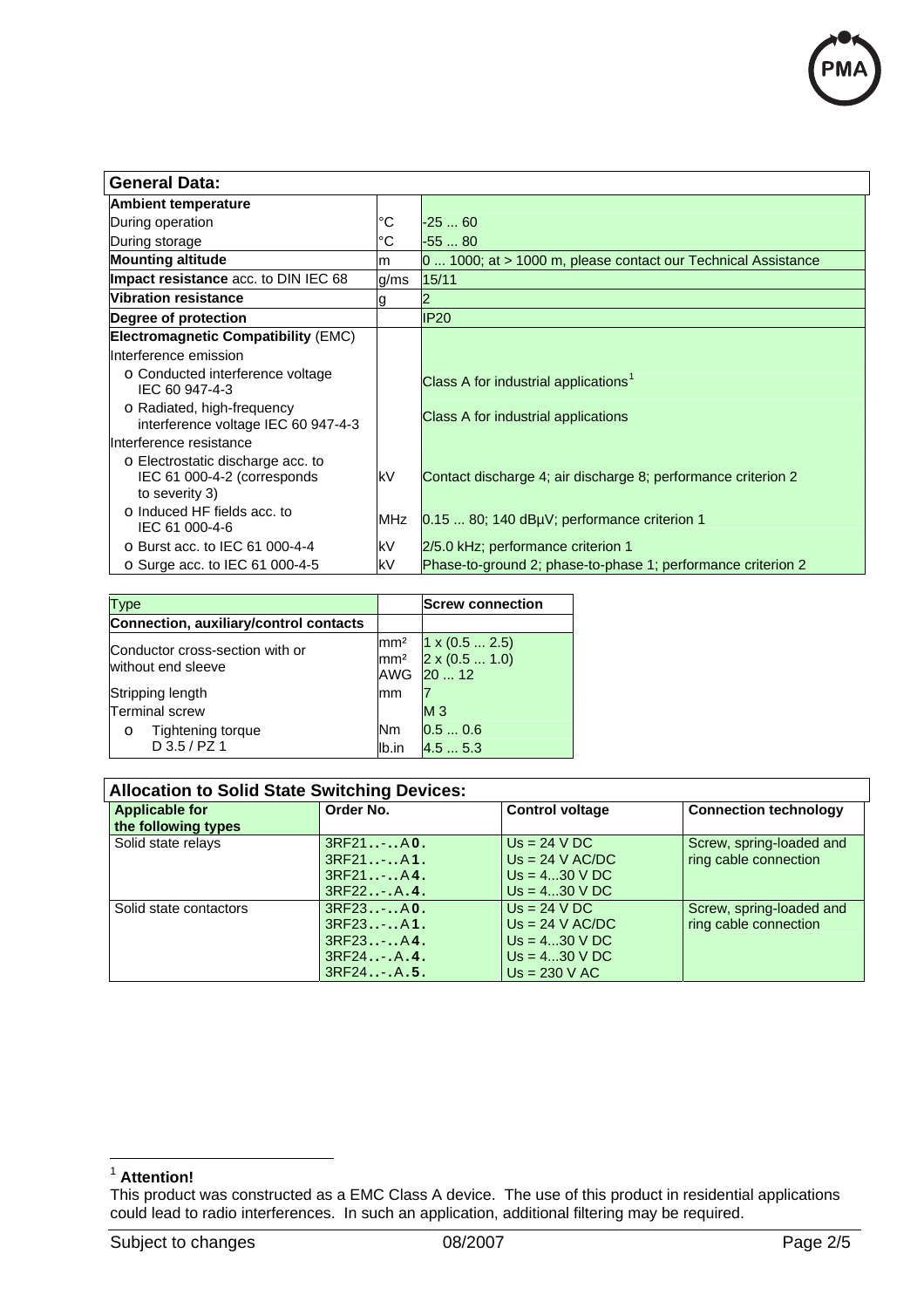| General Data: | | |
|---|---|---|
| **Ambient temperature** | | |
| During operation | °C | -25 ... 60 |
| During storage | °C | -55 ... 80 |
| **Mounting altitude** | m | 0 ... 1000; at > 1000 m, please contact our Technical Assistance |
| **Impact resistance** acc. to DIN IEC 68 | g/ms | 15/11 |
| **Vibration resistance** | g | 2 |
| **Degree of protection** | | IP20 |
| **Electromagnetic Compatibility** (EMC) | | |
| Interference emission | | |
| o Conducted interference voltage IEC 60 947-4-3 | | Class A for industrial applications[1] |
| o Radiated, high-frequency interference voltage IEC 60 947-4-3 | | Class A for industrial applications |
| Interference resistance | | |
| o Electrostatic discharge acc. to IEC 61 000-4-2 (corresponds to severity 3) | kV | Contact discharge 4; air discharge 8; performance criterion 2 |
| o Induced HF fields acc. to IEC 61 000-4-6 | MHz | 0.15 ... 80; 140 dBµV; performance criterion 1 |
| o Burst acc. to IEC 61 000-4-4 | kV | 2/5.0 kHz; performance criterion 1 |
| o Surge acc. to IEC 61 000-4-5 | kV | Phase-to-ground 2; phase-to-phase 1; performance criterion 2 |

| Type | | **Screw connection** |
|---|---|---|
| **Connection, auxiliary/control contacts** | | |
| Conductor cross-section with or without end sleeve | mm²<br>mm²<br>AWG | 1 x (0.5 ... 2.5)<br>2 x (0.5 ... 1.0)<br>20 ... 12 |
| Stripping length | mm | 7 |
| Terminal screw | | M 3 |
| o Tightening torque D 3.5 / PZ 1 | Nm<br>lb.in | 0.5 ... 0.6<br>4.5 ... 5.3 |

| Allocation to Solid State Switching Devices: | | | |
|---|---|---|---|
| **Applicable for the following types** | **Order No.** | **Control voltage** | **Connection technology** |
| Solid state relays | 3RF21..-..A**0.**<br>3RF21..-..A**1.**<br>3RF21..-..A**4.**<br>3RF22..-.A.**4.** | Us = 24 V DC<br>Us = 24 V AC/DC<br>Us = 4...30 V DC<br>Us = 4...30 V DC | Screw, spring-loaded and ring cable connection |
| Solid state contactors | 3RF23..-..A**0.**<br>3RF23..-..A**1.**<br>3RF23..-..A**4.**<br>3RF24..-.A.**4.**<br>3RF24..-.A.**5.** | Us = 24 V DC<br>Us = 24 V AC/DC<br>Us = 4...30 V DC<br>Us = 4...30 V DC<br>Us = 230 V AC | Screw, spring-loaded and ring cable connection |

[1] **Attention!**
This product was constructed as a EMC Class A device. The use of this product in residential applications could lead to radio interferences. In such an application, additional filtering may be required.

Subject to changes 08/2007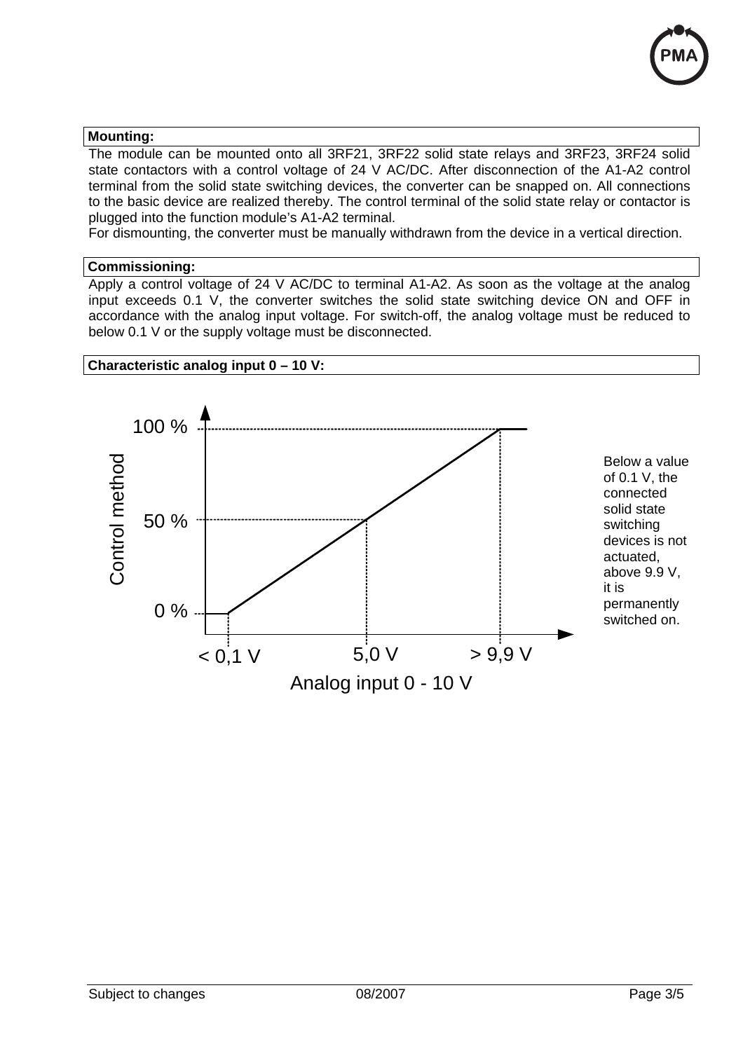**Mounting:**

The module can be mounted onto all 3RF21, 3RF22 solid state relays and 3RF23, 3RF24 solid state contactors with a control voltage of 24 V AC/DC. After disconnection of the A1-A2 control terminal from the solid state switching devices, the converter can be snapped on. All connections to the basic device are realized thereby. The control terminal of the solid state relay or contactor is plugged into the function module's A1-A2 terminal.
For dismounting, the converter must be manually withdrawn from the device in a vertical direction.

**Commissioning:**

Apply a control voltage of 24 V AC/DC to terminal A1-A2. As soon as the voltage at the analog input exceeds 0.1 V, the converter switches the solid state switching device ON and OFF in accordance with the analog input voltage. For switch-off, the analog voltage must be reduced to below 0.1 V or the supply voltage must be disconnected.

**Characteristic analog input 0 – 10 V:**

Control method: 100 %, 50 %, 0 %

Analog input 0 - 10 V: < 0,1 V, 5,0 V, > 9,9 V

Below a value of 0.1 V, the connected solid state switching devices is not actuated, above 9.9 V, it is permanently switched on.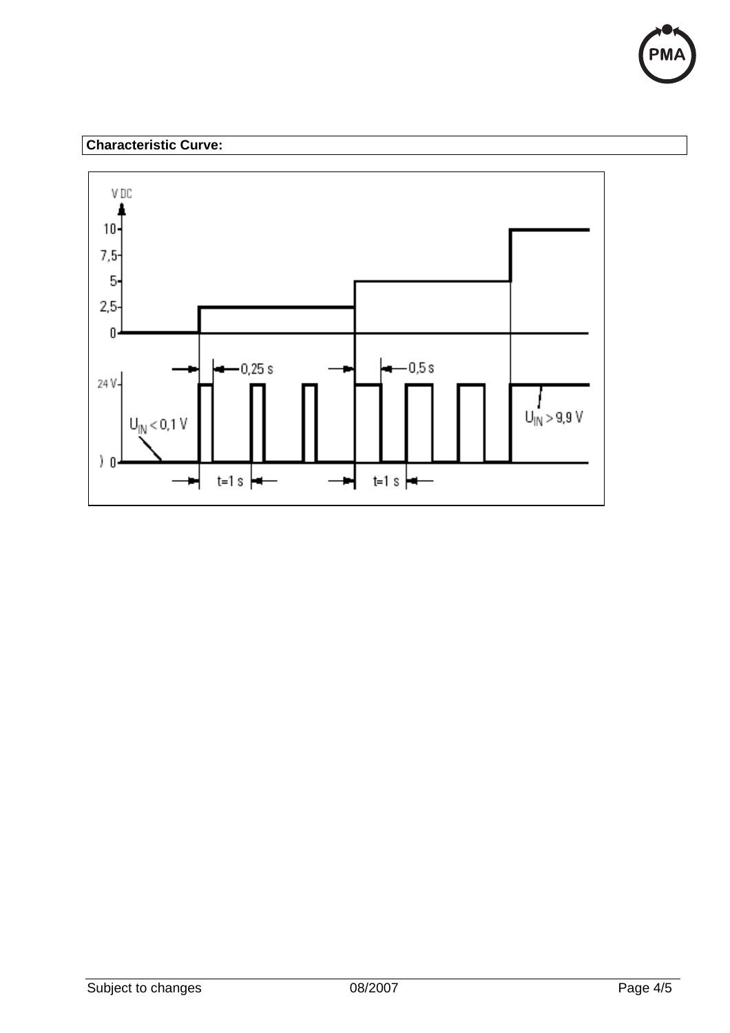**Characteristic Curve:**

V DC

10

7,5

5

2,5

0

0,25 s

0,5 s

24 V

$U_{IN} < 0,1$ V

$U_{IN} > 9,9$ V

0

t=1 s

t=1 s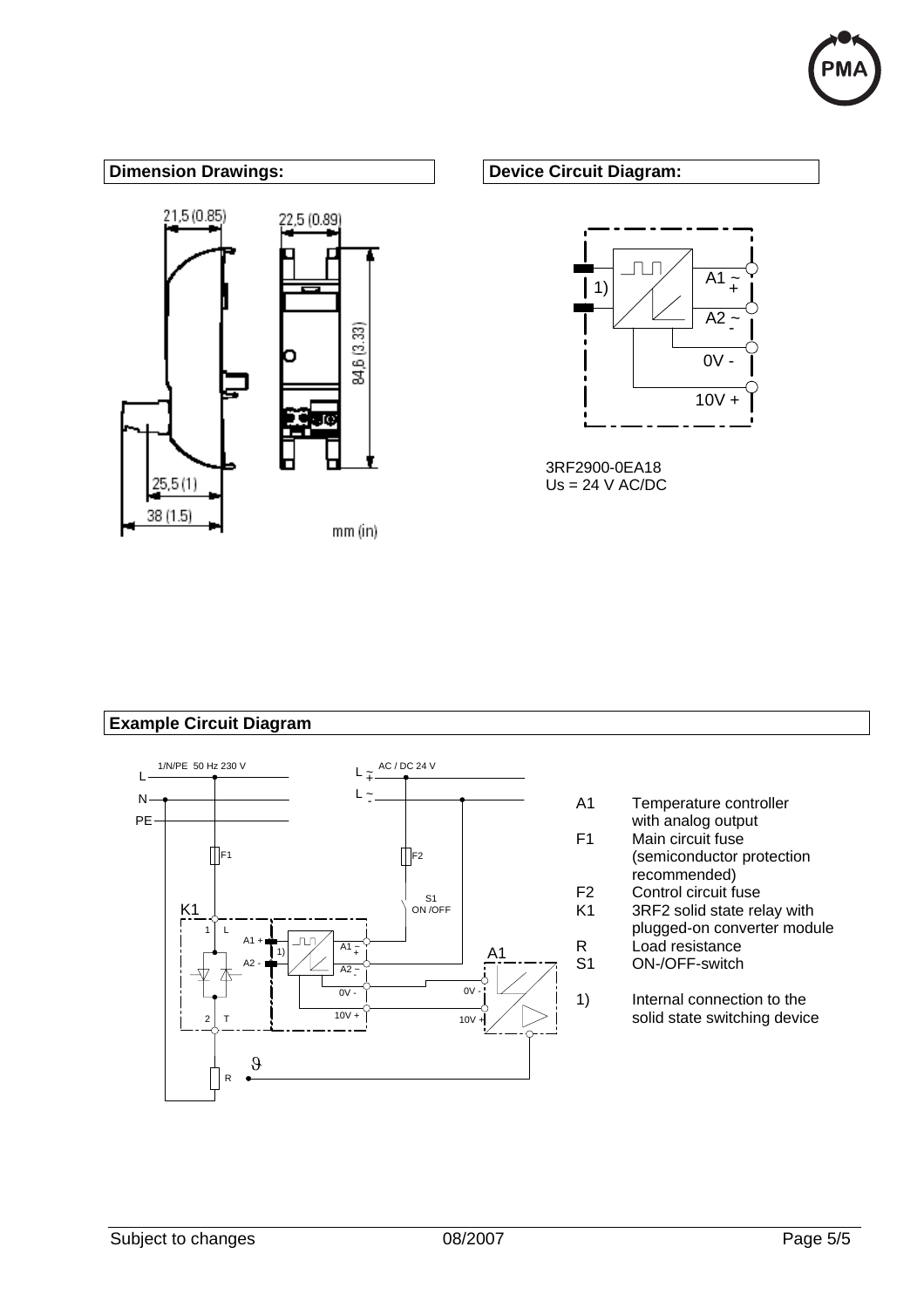## Dimension Drawings:

21,5 (0.85)

22,5 (0.89)

84,6 (3.33)

25,5 (1)

38 (1.5)

mm (in)

## Device Circuit Diagram:

1)

A1 ~ +

A2 ~ -

0V -

10V +

3RF2900-0EA18
Us = 24 V AC/DC

## Example Circuit Diagram

| | |
|---|---|
| A1 | Temperature controller with analog output |
| F1 | Main circuit fuse (semiconductor protection recommended) |
| F2 | Control circuit fuse |
| K1 | 3RF2 solid state relay with plugged-on converter module |
| R | Load resistance |
| S1 | ON-/OFF-switch |
| 1) | Internal connection to the solid state switching device |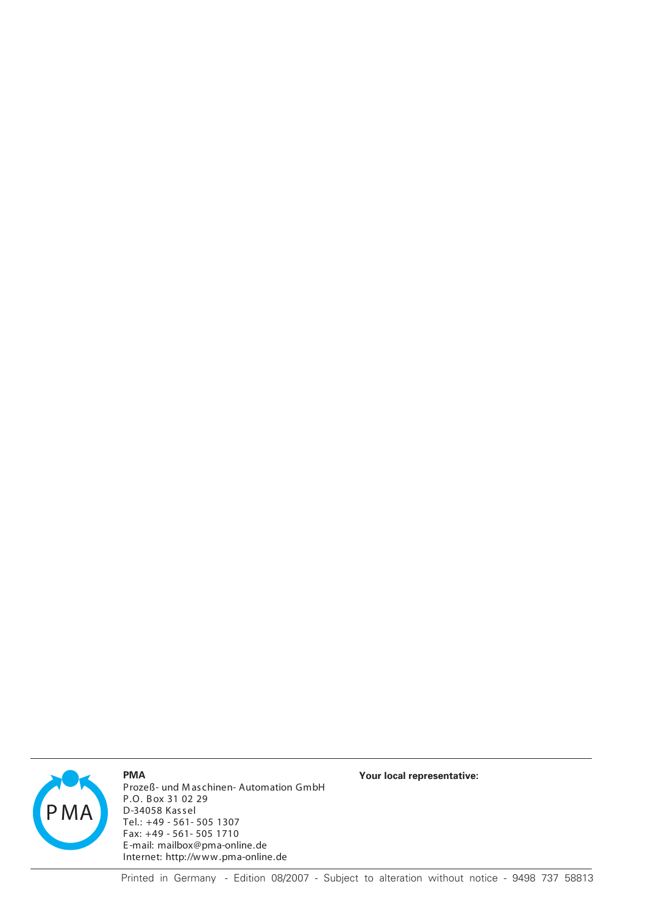**PMA**
Prozeß- und Maschinen- Automation GmbH
P.O. Box 31 02 29
D-34058 Kassel
Tel.: +49 - 561- 505 1307
Fax: +49 - 561- 505 1710
E-mail: mailbox@pma-online.de
Internet: http://www.pma-online.de

**Your local representative:**

Printed in Germany - Edition 08/2007 - Subject to alteration without notice - 9498 737 58813